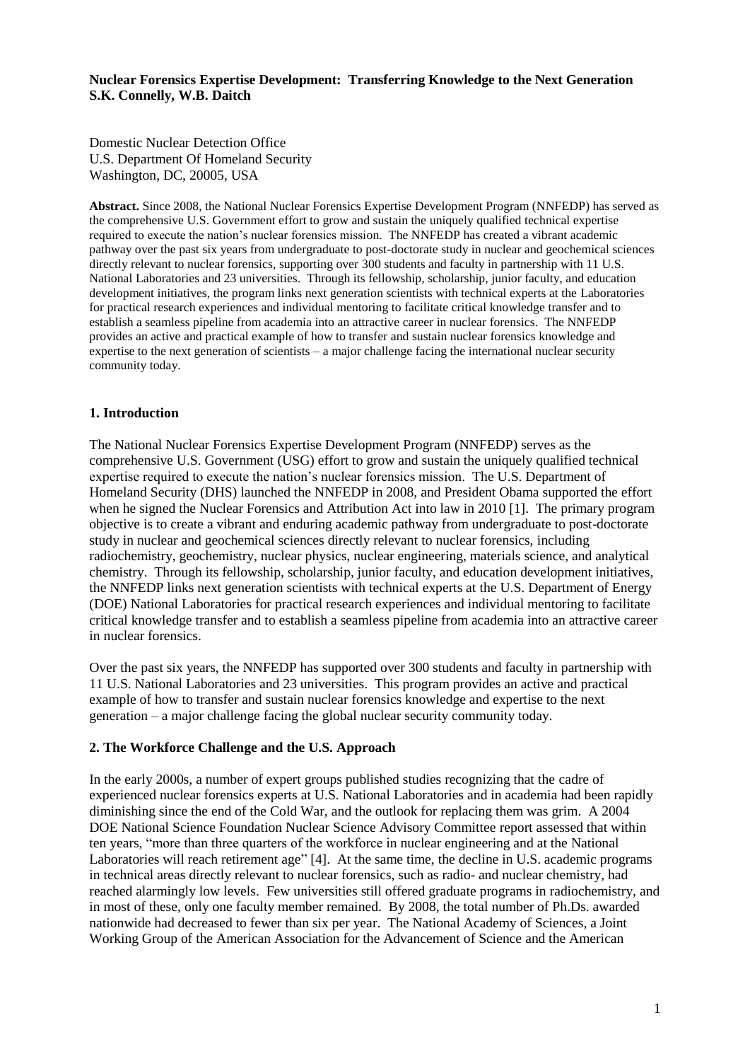**Nuclear Forensics Expertise Development: Transferring Knowledge to the Next Generation**
**S.K. Connelly, W.B. Daitch**

Domestic Nuclear Detection Office
U.S. Department Of Homeland Security
Washington, DC, 20005, USA

**Abstract.** Since 2008, the National Nuclear Forensics Expertise Development Program (NNFEDP) has served as the comprehensive U.S. Government effort to grow and sustain the uniquely qualified technical expertise required to execute the nation's nuclear forensics mission. The NNFEDP has created a vibrant academic pathway over the past six years from undergraduate to post-doctorate study in nuclear and geochemical sciences directly relevant to nuclear forensics, supporting over 300 students and faculty in partnership with 11 U.S. National Laboratories and 23 universities. Through its fellowship, scholarship, junior faculty, and education development initiatives, the program links next generation scientists with technical experts at the Laboratories for practical research experiences and individual mentoring to facilitate critical knowledge transfer and to establish a seamless pipeline from academia into an attractive career in nuclear forensics. The NNFEDP provides an active and practical example of how to transfer and sustain nuclear forensics knowledge and expertise to the next generation of scientists – a major challenge facing the international nuclear security community today.

## 1. Introduction

The National Nuclear Forensics Expertise Development Program (NNFEDP) serves as the comprehensive U.S. Government (USG) effort to grow and sustain the uniquely qualified technical expertise required to execute the nation's nuclear forensics mission. The U.S. Department of Homeland Security (DHS) launched the NNFEDP in 2008, and President Obama supported the effort when he signed the Nuclear Forensics and Attribution Act into law in 2010 [1]. The primary program objective is to create a vibrant and enduring academic pathway from undergraduate to post-doctorate study in nuclear and geochemical sciences directly relevant to nuclear forensics, including radiochemistry, geochemistry, nuclear physics, nuclear engineering, materials science, and analytical chemistry. Through its fellowship, scholarship, junior faculty, and education development initiatives, the NNFEDP links next generation scientists with technical experts at the U.S. Department of Energy (DOE) National Laboratories for practical research experiences and individual mentoring to facilitate critical knowledge transfer and to establish a seamless pipeline from academia into an attractive career in nuclear forensics.

Over the past six years, the NNFEDP has supported over 300 students and faculty in partnership with 11 U.S. National Laboratories and 23 universities. This program provides an active and practical example of how to transfer and sustain nuclear forensics knowledge and expertise to the next generation – a major challenge facing the global nuclear security community today.

## 2. The Workforce Challenge and the U.S. Approach

In the early 2000s, a number of expert groups published studies recognizing that the cadre of experienced nuclear forensics experts at U.S. National Laboratories and in academia had been rapidly diminishing since the end of the Cold War, and the outlook for replacing them was grim. A 2004 DOE National Science Foundation Nuclear Science Advisory Committee report assessed that within ten years, "more than three quarters of the workforce in nuclear engineering and at the National Laboratories will reach retirement age" [4]. At the same time, the decline in U.S. academic programs in technical areas directly relevant to nuclear forensics, such as radio- and nuclear chemistry, had reached alarmingly low levels. Few universities still offered graduate programs in radiochemistry, and in most of these, only one faculty member remained. By 2008, the total number of Ph.Ds. awarded nationwide had decreased to fewer than six per year. The National Academy of Sciences, a Joint Working Group of the American Association for the Advancement of Science and the American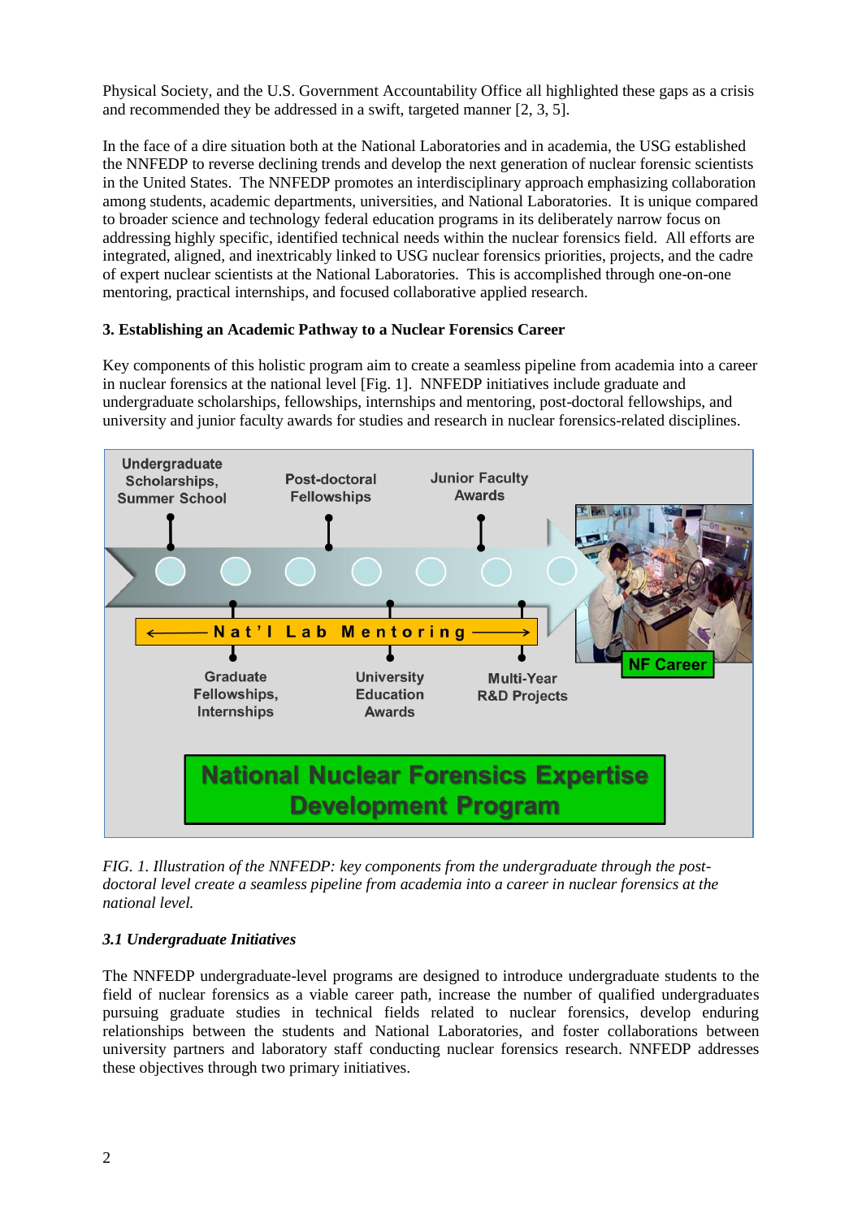Physical Society, and the U.S. Government Accountability Office all highlighted these gaps as a crisis and recommended they be addressed in a swift, targeted manner [2, 3, 5].

In the face of a dire situation both at the National Laboratories and in academia, the USG established the NNFEDP to reverse declining trends and develop the next generation of nuclear forensic scientists in the United States. The NNFEDP promotes an interdisciplinary approach emphasizing collaboration among students, academic departments, universities, and National Laboratories. It is unique compared to broader science and technology federal education programs in its deliberately narrow focus on addressing highly specific, identified technical needs within the nuclear forensics field. All efforts are integrated, aligned, and inextricably linked to USG nuclear forensics priorities, projects, and the cadre of expert nuclear scientists at the National Laboratories. This is accomplished through one-on-one mentoring, practical internships, and focused collaborative applied research.

### 3. Establishing an Academic Pathway to a Nuclear Forensics Career

Key components of this holistic program aim to create a seamless pipeline from academia into a career in nuclear forensics at the national level [Fig. 1]. NNFEDP initiatives include graduate and undergraduate scholarships, fellowships, internships and mentoring, post-doctoral fellowships, and university and junior faculty awards for studies and research in nuclear forensics-related disciplines.

*FIG. 1. Illustration of the NNFEDP: key components from the undergraduate through the post-doctoral level create a seamless pipeline from academia into a career in nuclear forensics at the national level.*

#### *3.1 Undergraduate Initiatives*

The NNFEDP undergraduate-level programs are designed to introduce undergraduate students to the field of nuclear forensics as a viable career path, increase the number of qualified undergraduates pursuing graduate studies in technical fields related to nuclear forensics, develop enduring relationships between the students and National Laboratories, and foster collaborations between university partners and laboratory staff conducting nuclear forensics research. NNFEDP addresses these objectives through two primary initiatives.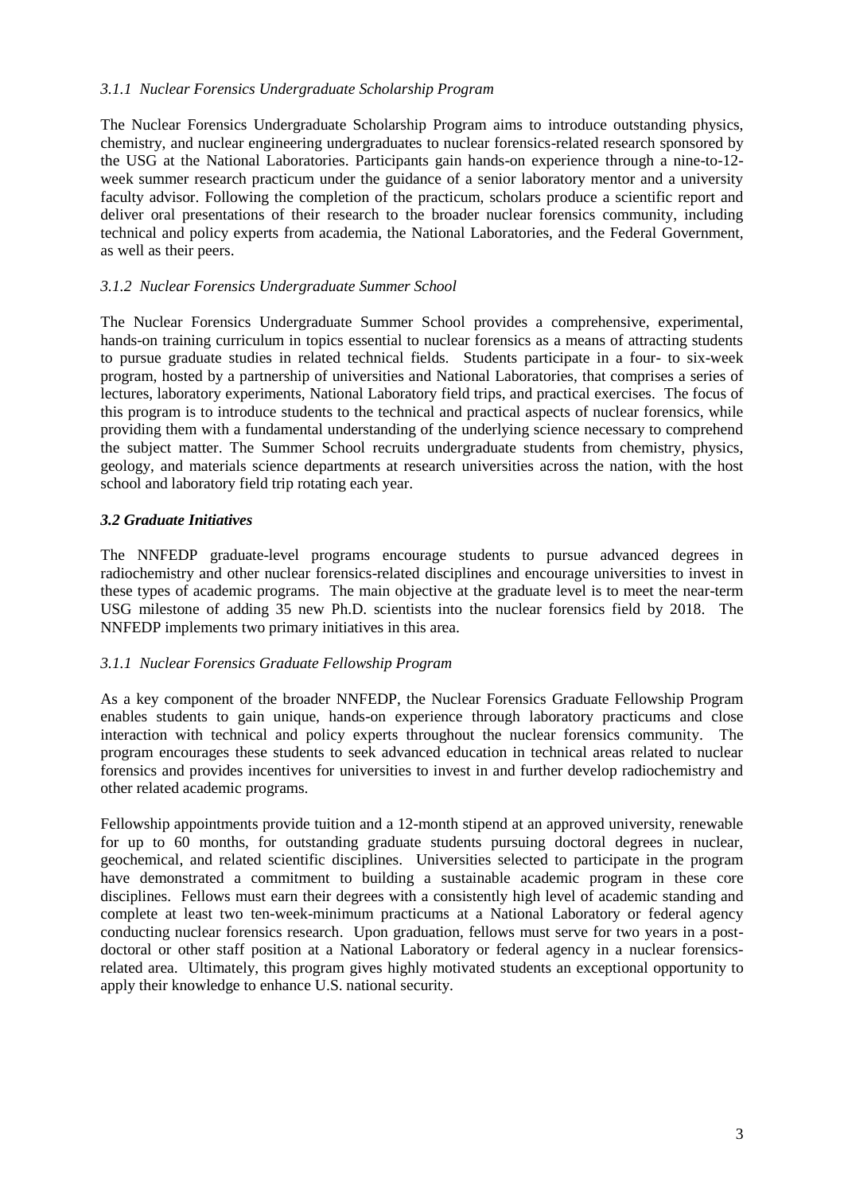#### *3.1.1 Nuclear Forensics Undergraduate Scholarship Program*

The Nuclear Forensics Undergraduate Scholarship Program aims to introduce outstanding physics, chemistry, and nuclear engineering undergraduates to nuclear forensics-related research sponsored by the USG at the National Laboratories. Participants gain hands-on experience through a nine-to-12-week summer research practicum under the guidance of a senior laboratory mentor and a university faculty advisor. Following the completion of the practicum, scholars produce a scientific report and deliver oral presentations of their research to the broader nuclear forensics community, including technical and policy experts from academia, the National Laboratories, and the Federal Government, as well as their peers.

#### *3.1.2 Nuclear Forensics Undergraduate Summer School*

The Nuclear Forensics Undergraduate Summer School provides a comprehensive, experimental, hands-on training curriculum in topics essential to nuclear forensics as a means of attracting students to pursue graduate studies in related technical fields. Students participate in a four- to six-week program, hosted by a partnership of universities and National Laboratories, that comprises a series of lectures, laboratory experiments, National Laboratory field trips, and practical exercises. The focus of this program is to introduce students to the technical and practical aspects of nuclear forensics, while providing them with a fundamental understanding of the underlying science necessary to comprehend the subject matter. The Summer School recruits undergraduate students from chemistry, physics, geology, and materials science departments at research universities across the nation, with the host school and laboratory field trip rotating each year.

### ***3.2 Graduate Initiatives***

The NNFEDP graduate-level programs encourage students to pursue advanced degrees in radiochemistry and other nuclear forensics-related disciplines and encourage universities to invest in these types of academic programs. The main objective at the graduate level is to meet the near-term USG milestone of adding 35 new Ph.D. scientists into the nuclear forensics field by 2018. The NNFEDP implements two primary initiatives in this area.

#### *3.1.1 Nuclear Forensics Graduate Fellowship Program*

As a key component of the broader NNFEDP, the Nuclear Forensics Graduate Fellowship Program enables students to gain unique, hands-on experience through laboratory practicums and close interaction with technical and policy experts throughout the nuclear forensics community. The program encourages these students to seek advanced education in technical areas related to nuclear forensics and provides incentives for universities to invest in and further develop radiochemistry and other related academic programs.

Fellowship appointments provide tuition and a 12-month stipend at an approved university, renewable for up to 60 months, for outstanding graduate students pursuing doctoral degrees in nuclear, geochemical, and related scientific disciplines. Universities selected to participate in the program have demonstrated a commitment to building a sustainable academic program in these core disciplines. Fellows must earn their degrees with a consistently high level of academic standing and complete at least two ten-week-minimum practicums at a National Laboratory or federal agency conducting nuclear forensics research. Upon graduation, fellows must serve for two years in a post-doctoral or other staff position at a National Laboratory or federal agency in a nuclear forensics-related area. Ultimately, this program gives highly motivated students an exceptional opportunity to apply their knowledge to enhance U.S. national security.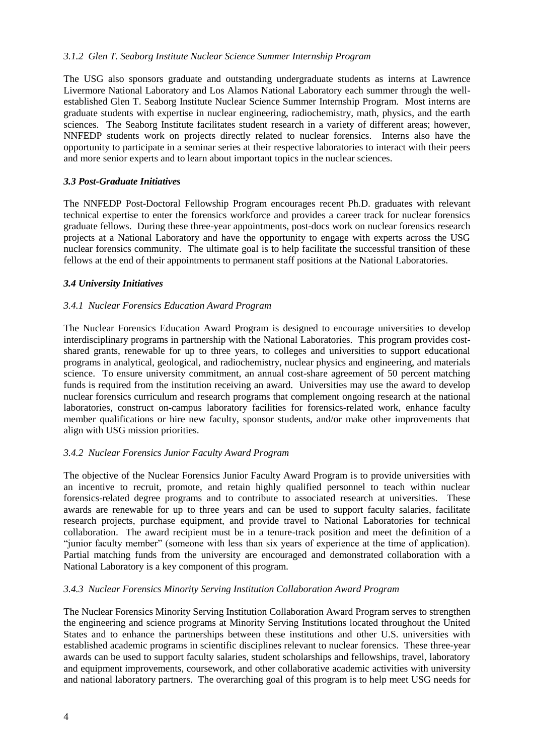#### *3.1.2 Glen T. Seaborg Institute Nuclear Science Summer Internship Program*

The USG also sponsors graduate and outstanding undergraduate students as interns at Lawrence Livermore National Laboratory and Los Alamos National Laboratory each summer through the well-established Glen T. Seaborg Institute Nuclear Science Summer Internship Program. Most interns are graduate students with expertise in nuclear engineering, radiochemistry, math, physics, and the earth sciences. The Seaborg Institute facilitates student research in a variety of different areas; however, NNFEDP students work on projects directly related to nuclear forensics. Interns also have the opportunity to participate in a seminar series at their respective laboratories to interact with their peers and more senior experts and to learn about important topics in the nuclear sciences.

### *3.3 Post-Graduate Initiatives*

The NNFEDP Post-Doctoral Fellowship Program encourages recent Ph.D. graduates with relevant technical expertise to enter the forensics workforce and provides a career track for nuclear forensics graduate fellows. During these three-year appointments, post-docs work on nuclear forensics research projects at a National Laboratory and have the opportunity to engage with experts across the USG nuclear forensics community. The ultimate goal is to help facilitate the successful transition of these fellows at the end of their appointments to permanent staff positions at the National Laboratories.

### *3.4 University Initiatives*

#### *3.4.1 Nuclear Forensics Education Award Program*

The Nuclear Forensics Education Award Program is designed to encourage universities to develop interdisciplinary programs in partnership with the National Laboratories. This program provides cost-shared grants, renewable for up to three years, to colleges and universities to support educational programs in analytical, geological, and radiochemistry, nuclear physics and engineering, and materials science. To ensure university commitment, an annual cost-share agreement of 50 percent matching funds is required from the institution receiving an award. Universities may use the award to develop nuclear forensics curriculum and research programs that complement ongoing research at the national laboratories, construct on-campus laboratory facilities for forensics-related work, enhance faculty member qualifications or hire new faculty, sponsor students, and/or make other improvements that align with USG mission priorities.

#### *3.4.2 Nuclear Forensics Junior Faculty Award Program*

The objective of the Nuclear Forensics Junior Faculty Award Program is to provide universities with an incentive to recruit, promote, and retain highly qualified personnel to teach within nuclear forensics-related degree programs and to contribute to associated research at universities. These awards are renewable for up to three years and can be used to support faculty salaries, facilitate research projects, purchase equipment, and provide travel to National Laboratories for technical collaboration. The award recipient must be in a tenure-track position and meet the definition of a "junior faculty member" (someone with less than six years of experience at the time of application). Partial matching funds from the university are encouraged and demonstrated collaboration with a National Laboratory is a key component of this program.

#### *3.4.3 Nuclear Forensics Minority Serving Institution Collaboration Award Program*

The Nuclear Forensics Minority Serving Institution Collaboration Award Program serves to strengthen the engineering and science programs at Minority Serving Institutions located throughout the United States and to enhance the partnerships between these institutions and other U.S. universities with established academic programs in scientific disciplines relevant to nuclear forensics. These three-year awards can be used to support faculty salaries, student scholarships and fellowships, travel, laboratory and equipment improvements, coursework, and other collaborative academic activities with university and national laboratory partners. The overarching goal of this program is to help meet USG needs for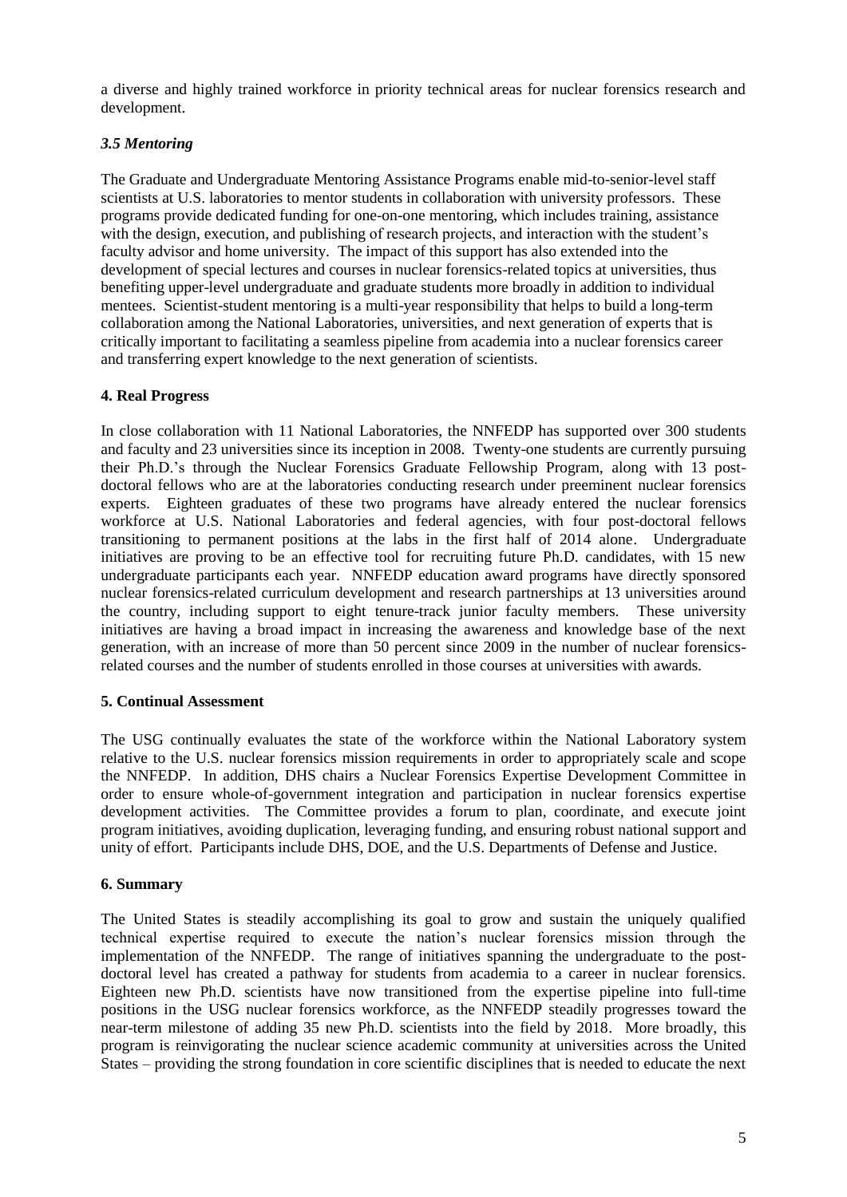a diverse and highly trained workforce in priority technical areas for nuclear forensics research and development.

### *3.5 Mentoring*

The Graduate and Undergraduate Mentoring Assistance Programs enable mid-to-senior-level staff scientists at U.S. laboratories to mentor students in collaboration with university professors. These programs provide dedicated funding for one-on-one mentoring, which includes training, assistance with the design, execution, and publishing of research projects, and interaction with the student's faculty advisor and home university. The impact of this support has also extended into the development of special lectures and courses in nuclear forensics-related topics at universities, thus benefiting upper-level undergraduate and graduate students more broadly in addition to individual mentees. Scientist-student mentoring is a multi-year responsibility that helps to build a long-term collaboration among the National Laboratories, universities, and next generation of experts that is critically important to facilitating a seamless pipeline from academia into a nuclear forensics career and transferring expert knowledge to the next generation of scientists.

## 4. Real Progress

In close collaboration with 11 National Laboratories, the NNFEDP has supported over 300 students and faculty and 23 universities since its inception in 2008. Twenty-one students are currently pursuing their Ph.D.'s through the Nuclear Forensics Graduate Fellowship Program, along with 13 post-doctoral fellows who are at the laboratories conducting research under preeminent nuclear forensics experts. Eighteen graduates of these two programs have already entered the nuclear forensics workforce at U.S. National Laboratories and federal agencies, with four post-doctoral fellows transitioning to permanent positions at the labs in the first half of 2014 alone. Undergraduate initiatives are proving to be an effective tool for recruiting future Ph.D. candidates, with 15 new undergraduate participants each year. NNFEDP education award programs have directly sponsored nuclear forensics-related curriculum development and research partnerships at 13 universities around the country, including support to eight tenure-track junior faculty members. These university initiatives are having a broad impact in increasing the awareness and knowledge base of the next generation, with an increase of more than 50 percent since 2009 in the number of nuclear forensics-related courses and the number of students enrolled in those courses at universities with awards.

## 5. Continual Assessment

The USG continually evaluates the state of the workforce within the National Laboratory system relative to the U.S. nuclear forensics mission requirements in order to appropriately scale and scope the NNFEDP. In addition, DHS chairs a Nuclear Forensics Expertise Development Committee in order to ensure whole-of-government integration and participation in nuclear forensics expertise development activities. The Committee provides a forum to plan, coordinate, and execute joint program initiatives, avoiding duplication, leveraging funding, and ensuring robust national support and unity of effort. Participants include DHS, DOE, and the U.S. Departments of Defense and Justice.

## 6. Summary

The United States is steadily accomplishing its goal to grow and sustain the uniquely qualified technical expertise required to execute the nation's nuclear forensics mission through the implementation of the NNFEDP. The range of initiatives spanning the undergraduate to the post-doctoral level has created a pathway for students from academia to a career in nuclear forensics. Eighteen new Ph.D. scientists have now transitioned from the expertise pipeline into full-time positions in the USG nuclear forensics workforce, as the NNFEDP steadily progresses toward the near-term milestone of adding 35 new Ph.D. scientists into the field by 2018. More broadly, this program is reinvigorating the nuclear science academic community at universities across the United States – providing the strong foundation in core scientific disciplines that is needed to educate the next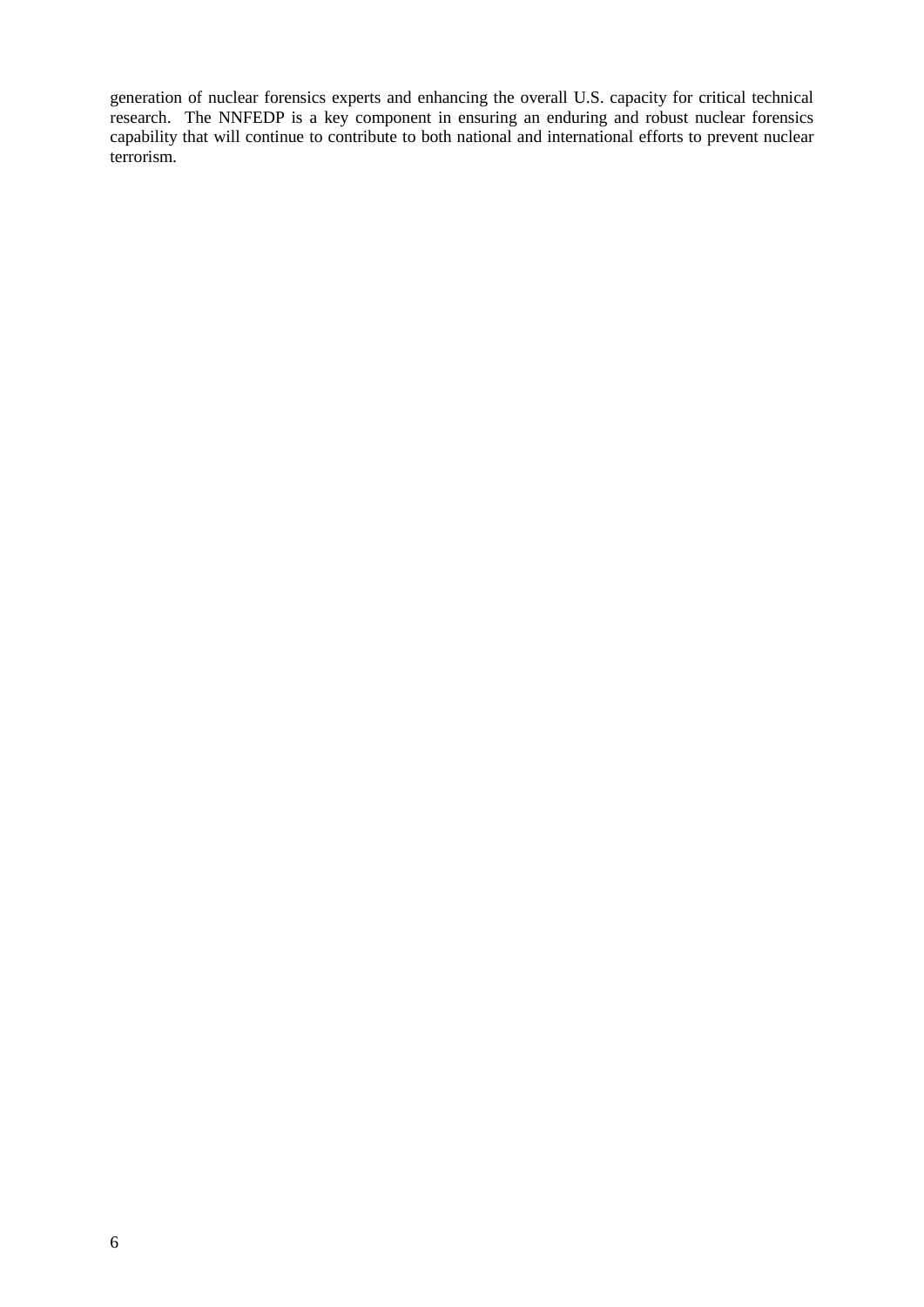generation of nuclear forensics experts and enhancing the overall U.S. capacity for critical technical research. The NNFEDP is a key component in ensuring an enduring and robust nuclear forensics capability that will continue to contribute to both national and international efforts to prevent nuclear terrorism.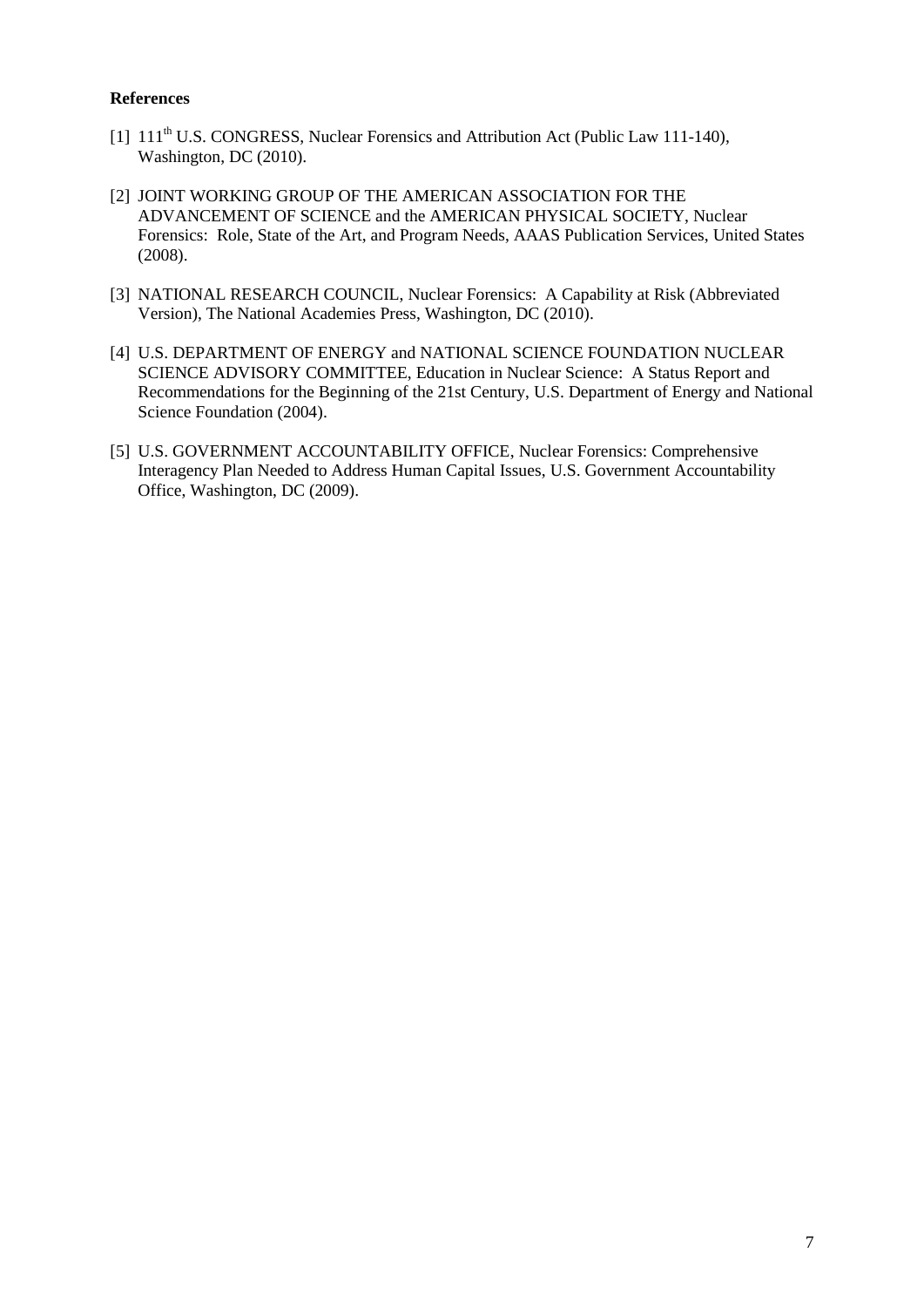**References**

[1] 111$^{th}$ U.S. CONGRESS, Nuclear Forensics and Attribution Act (Public Law 111-140), Washington, DC (2010).

[2] JOINT WORKING GROUP OF THE AMERICAN ASSOCIATION FOR THE ADVANCEMENT OF SCIENCE and the AMERICAN PHYSICAL SOCIETY, Nuclear Forensics: Role, State of the Art, and Program Needs, AAAS Publication Services, United States (2008).

[3] NATIONAL RESEARCH COUNCIL, Nuclear Forensics: A Capability at Risk (Abbreviated Version), The National Academies Press, Washington, DC (2010).

[4] U.S. DEPARTMENT OF ENERGY and NATIONAL SCIENCE FOUNDATION NUCLEAR SCIENCE ADVISORY COMMITTEE, Education in Nuclear Science: A Status Report and Recommendations for the Beginning of the 21st Century, U.S. Department of Energy and National Science Foundation (2004).

[5] U.S. GOVERNMENT ACCOUNTABILITY OFFICE, Nuclear Forensics: Comprehensive Interagency Plan Needed to Address Human Capital Issues, U.S. Government Accountability Office, Washington, DC (2009).